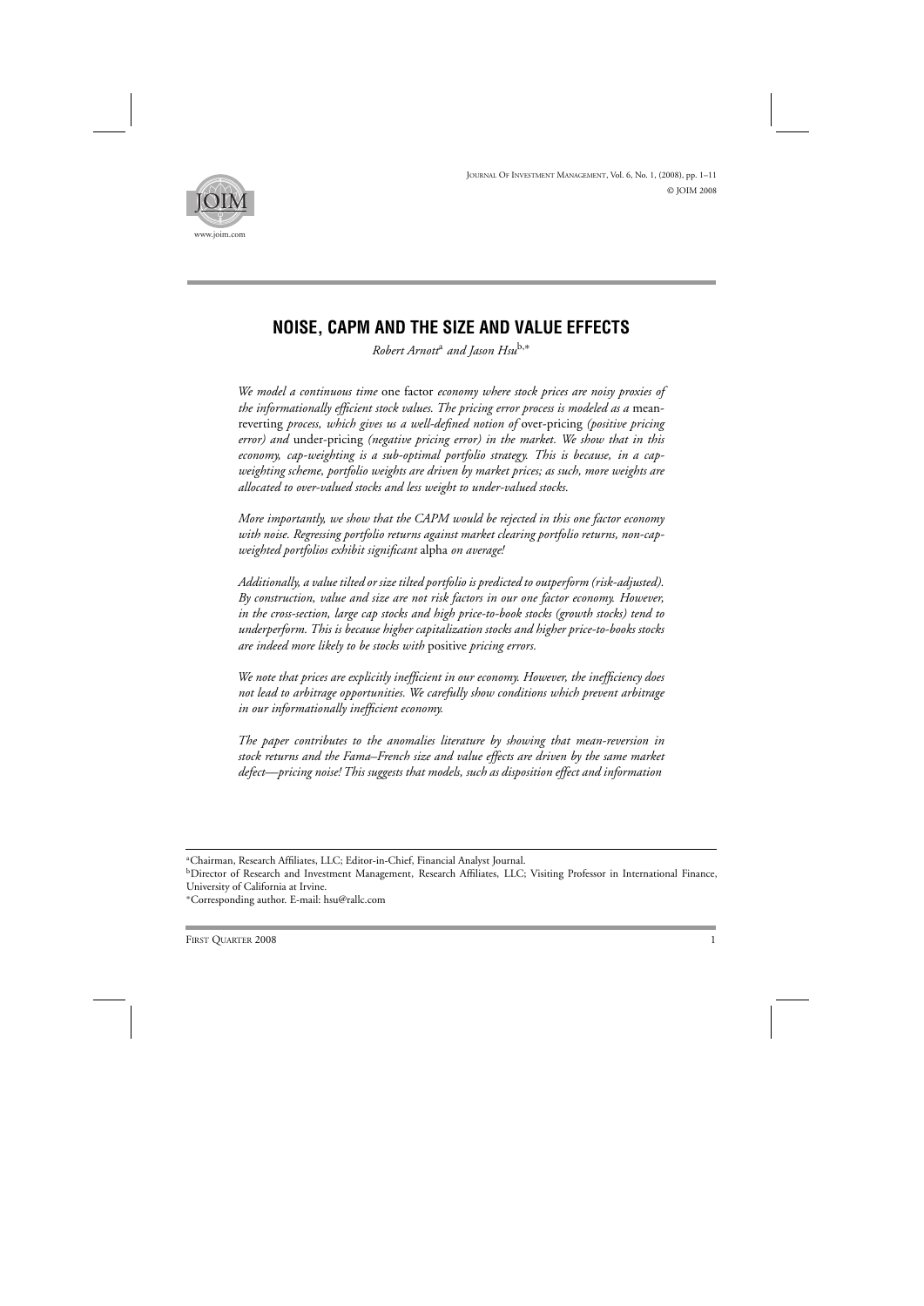# NOISE, CAPM AND THE SIZE AND VALUE EFFECTS

*Robert Arnott*[a] *and Jason Hsu*[b,*]

*We model a continuous time* one factor *economy where stock prices are noisy proxies of the informationally efficient stock values. The pricing error process is modeled as a* mean-reverting *process, which gives us a well-defined notion of* over-pricing *(positive pricing error) and* under-pricing *(negative pricing error) in the market. We show that in this economy, cap-weighting is a sub-optimal portfolio strategy. This is because, in a cap-weighting scheme, portfolio weights are driven by market prices; as such, more weights are allocated to over-valued stocks and less weight to under-valued stocks.*

*More importantly, we show that the CAPM would be rejected in this one factor economy with noise. Regressing portfolio returns against market clearing portfolio returns, non-cap-weighted portfolios exhibit significant* alpha *on average!*

*Additionally, a value tilted or size tilted portfolio is predicted to outperform (risk-adjusted). By construction, value and size are not risk factors in our one factor economy. However, in the cross-section, large cap stocks and high price-to-book stocks (growth stocks) tend to underperform. This is because higher capitalization stocks and higher price-to-books stocks are indeed more likely to be stocks with* positive *pricing errors.*

*We note that prices are explicitly inefficient in our economy. However, the inefficiency does not lead to arbitrage opportunities. We carefully show conditions which prevent arbitrage in our informationally inefficient economy.*

*The paper contributes to the anomalies literature by showing that mean-reversion in stock returns and the Fama–French size and value effects are driven by the same market defect—pricing noise! This suggests that models, such as disposition effect and information*

---

[a] Chairman, Research Affiliates, LLC; Editor-in-Chief, Financial Analyst Journal.

[b] Director of Research and Investment Management, Research Affiliates, LLC; Visiting Professor in International Finance, University of California at Irvine.

[*] Corresponding author. E-mail: hsu@rallc.com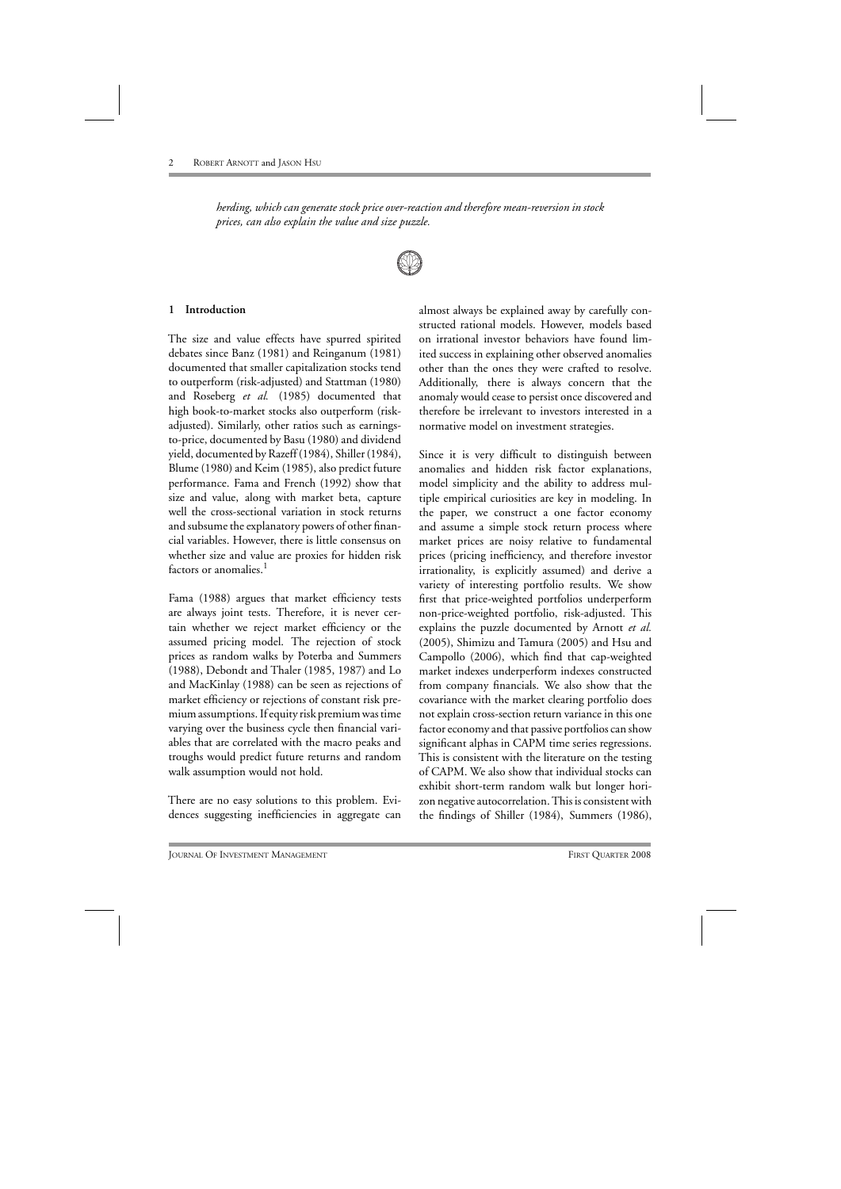*herding, which can generate stock price over-reaction and therefore mean-reversion in stock prices, can also explain the value and size puzzle.*

## 1 Introduction

The size and value effects have spurred spirited debates since Banz (1981) and Reinganum (1981) documented that smaller capitalization stocks tend to outperform (risk-adjusted) and Stattman (1980) and Roseberg *et al.* (1985) documented that high book-to-market stocks also outperform (risk-adjusted). Similarly, other ratios such as earnings-to-price, documented by Basu (1980) and dividend yield, documented by Razeff (1984), Shiller (1984), Blume (1980) and Keim (1985), also predict future performance. Fama and French (1992) show that size and value, along with market beta, capture well the cross-sectional variation in stock returns and subsume the explanatory powers of other financial variables. However, there is little consensus on whether size and value are proxies for hidden risk factors or anomalies.[1]

Fama (1988) argues that market efficiency tests are always joint tests. Therefore, it is never certain whether we reject market efficiency or the assumed pricing model. The rejection of stock prices as random walks by Poterba and Summers (1988), Debondt and Thaler (1985, 1987) and Lo and MacKinlay (1988) can be seen as rejections of market efficiency or rejections of constant risk premium assumptions. If equity risk premium was time varying over the business cycle then financial variables that are correlated with the macro peaks and troughs would predict future returns and random walk assumption would not hold.

There are no easy solutions to this problem. Evidences suggesting inefficiencies in aggregate can almost always be explained away by carefully constructed rational models. However, models based on irrational investor behaviors have found limited success in explaining other observed anomalies other than the ones they were crafted to resolve. Additionally, there is always concern that the anomaly would cease to persist once discovered and therefore be irrelevant to investors interested in a normative model on investment strategies.

Since it is very difficult to distinguish between anomalies and hidden risk factor explanations, model simplicity and the ability to address multiple empirical curiosities are key in modeling. In the paper, we construct a one factor economy and assume a simple stock return process where market prices are noisy relative to fundamental prices (pricing inefficiency, and therefore investor irrationality, is explicitly assumed) and derive a variety of interesting portfolio results. We show first that price-weighted portfolios underperform non-price-weighted portfolio, risk-adjusted. This explains the puzzle documented by Arnott *et al.* (2005), Shimizu and Tamura (2005) and Hsu and Campollo (2006), which find that cap-weighted market indexes underperform indexes constructed from company financials. We also show that the covariance with the market clearing portfolio does not explain cross-section return variance in this one factor economy and that passive portfolios can show significant alphas in CAPM time series regressions. This is consistent with the literature on the testing of CAPM. We also show that individual stocks can exhibit short-term random walk but longer horizon negative autocorrelation. This is consistent with the findings of Shiller (1984), Summers (1986),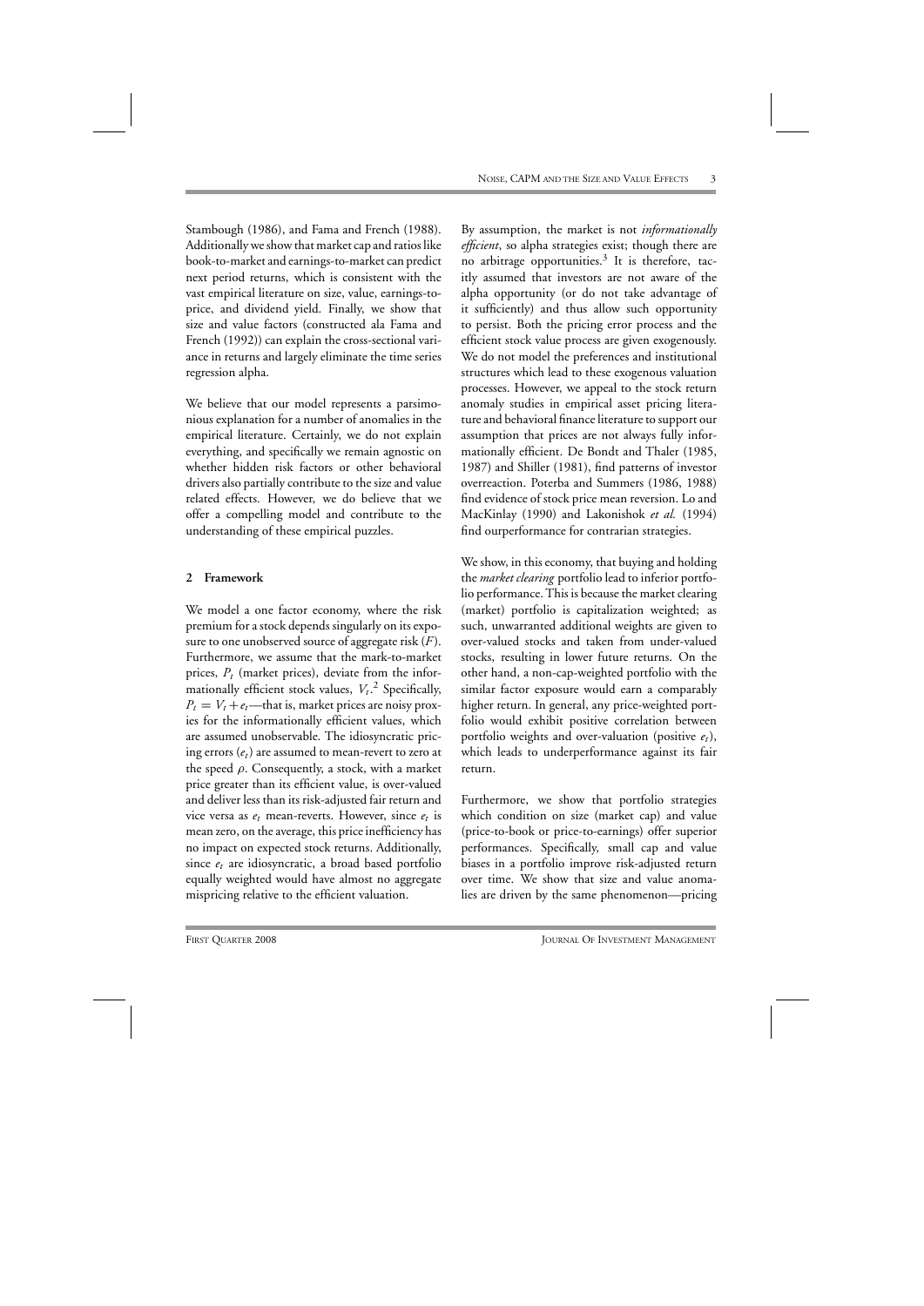Stambough (1986), and Fama and French (1988). Additionally we show that market cap and ratios like book-to-market and earnings-to-market can predict next period returns, which is consistent with the vast empirical literature on size, value, earnings-to-price, and dividend yield. Finally, we show that size and value factors (constructed ala Fama and French (1992)) can explain the cross-sectional variance in returns and largely eliminate the time series regression alpha.

We believe that our model represents a parsimonious explanation for a number of anomalies in the empirical literature. Certainly, we do not explain everything, and specifically we remain agnostic on whether hidden risk factors or other behavioral drivers also partially contribute to the size and value related effects. However, we do believe that we offer a compelling model and contribute to the understanding of these empirical puzzles.

## 2 Framework

We model a one factor economy, where the risk premium for a stock depends singularly on its exposure to one unobserved source of aggregate risk ($F$). Furthermore, we assume that the mark-to-market prices, $P_t$ (market prices), deviate from the informationally efficient stock values, $V_t$.[2] Specifically, $P_t = V_t + e_t$—that is, market prices are noisy proxies for the informationally efficient values, which are assumed unobservable. The idiosyncratic pricing errors ($e_t$) are assumed to mean-revert to zero at the speed $\rho$. Consequently, a stock, with a market price greater than its efficient value, is over-valued and deliver less than its risk-adjusted fair return and vice versa as $e_t$ mean-reverts. However, since $e_t$ is mean zero, on the average, this price inefficiency has no impact on expected stock returns. Additionally, since $e_t$ are idiosyncratic, a broad based portfolio equally weighted would have almost no aggregate mispricing relative to the efficient valuation.

By assumption, the market is not *informationally efficient*, so alpha strategies exist; though there are no arbitrage opportunities.[3] It is therefore, tacitly assumed that investors are not aware of the alpha opportunity (or do not take advantage of it sufficiently) and thus allow such opportunity to persist. Both the pricing error process and the efficient stock value process are given exogenously. We do not model the preferences and institutional structures which lead to these exogenous valuation processes. However, we appeal to the stock return anomaly studies in empirical asset pricing literature and behavioral finance literature to support our assumption that prices are not always fully informationally efficient. De Bondt and Thaler (1985, 1987) and Shiller (1981), find patterns of investor overreaction. Poterba and Summers (1986, 1988) find evidence of stock price mean reversion. Lo and MacKinlay (1990) and Lakonishok *et al.* (1994) find ourperformance for contrarian strategies.

We show, in this economy, that buying and holding the *market clearing* portfolio lead to inferior portfolio performance. This is because the market clearing (market) portfolio is capitalization weighted; as such, unwarranted additional weights are given to over-valued stocks and taken from under-valued stocks, resulting in lower future returns. On the other hand, a non-cap-weighted portfolio with the similar factor exposure would earn a comparably higher return. In general, any price-weighted portfolio would exhibit positive correlation between portfolio weights and over-valuation (positive $e_t$), which leads to underperformance against its fair return.

Furthermore, we show that portfolio strategies which condition on size (market cap) and value (price-to-book or price-to-earnings) offer superior performances. Specifically, small cap and value biases in a portfolio improve risk-adjusted return over time. We show that size and value anomalies are driven by the same phenomenon—pricing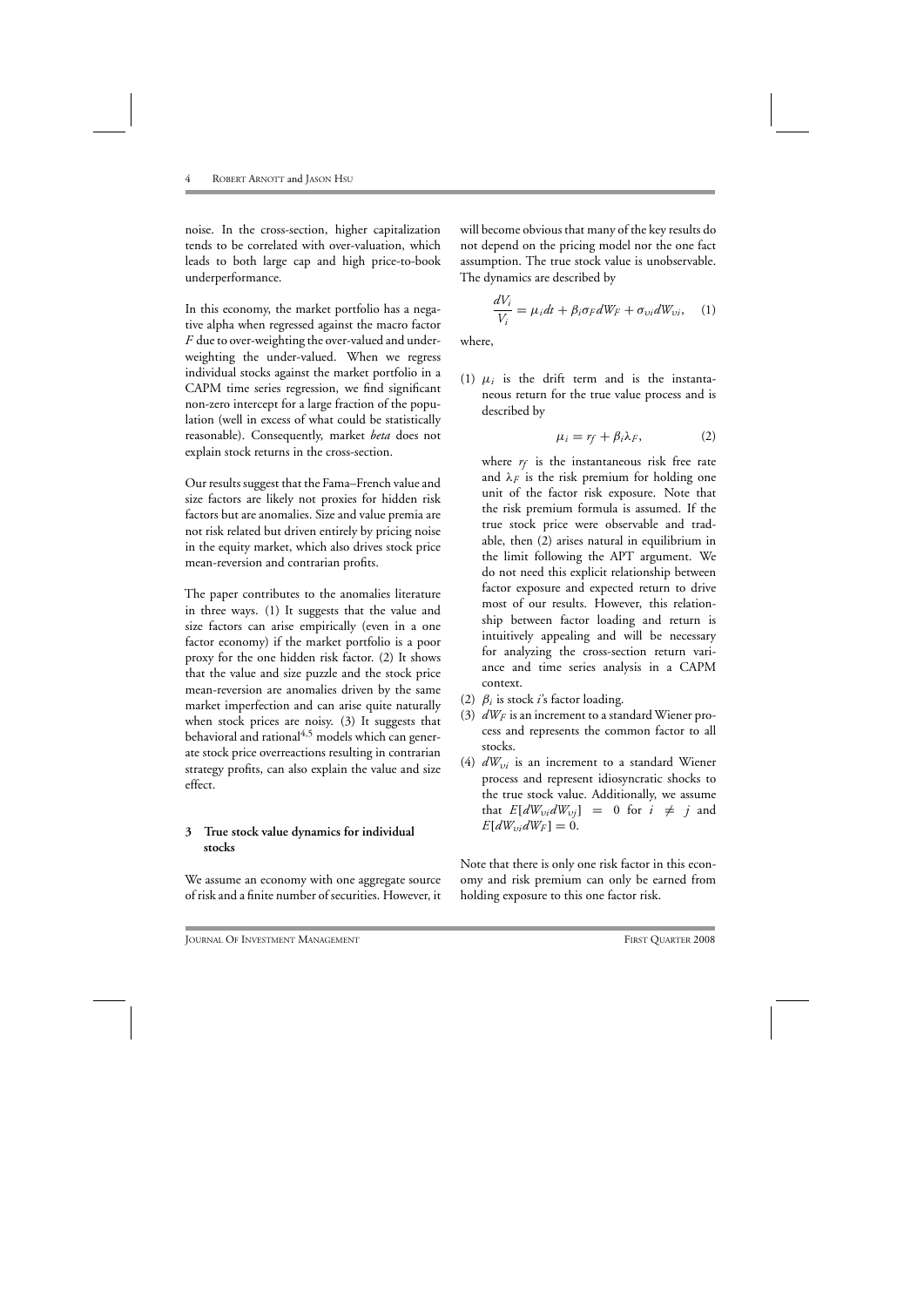noise. In the cross-section, higher capitalization tends to be correlated with over-valuation, which leads to both large cap and high price-to-book underperformance.

In this economy, the market portfolio has a negative alpha when regressed against the macro factor $F$ due to over-weighting the over-valued and under-weighting the under-valued. When we regress individual stocks against the market portfolio in a CAPM time series regression, we find significant non-zero intercept for a large fraction of the population (well in excess of what could be statistically reasonable). Consequently, market *beta* does not explain stock returns in the cross-section.

Our results suggest that the Fama–French value and size factors are likely not proxies for hidden risk factors but are anomalies. Size and value premia are not risk related but driven entirely by pricing noise in the equity market, which also drives stock price mean-reversion and contrarian profits.

The paper contributes to the anomalies literature in three ways. (1) It suggests that the value and size factors can arise empirically (even in a one factor economy) if the market portfolio is a poor proxy for the one hidden risk factor. (2) It shows that the value and size puzzle and the stock price mean-reversion are anomalies driven by the same market imperfection and can arise quite naturally when stock prices are noisy. (3) It suggests that behavioral and rational[4,5] models which can generate stock price overreactions resulting in contrarian strategy profits, can also explain the value and size effect.

## 3 True stock value dynamics for individual stocks

We assume an economy with one aggregate source of risk and a finite number of securities. However, it will become obvious that many of the key results do not depend on the pricing model nor the one fact assumption. The true stock value is unobservable. The dynamics are described by

$$\frac{dV_i}{V_i} = \mu_i dt + \beta_i \sigma_F dW_F + \sigma_{vi} dW_{vi}, \quad (1)$$

where,

(1) $\mu_i$ is the drift term and is the instantaneous return for the true value process and is described by

$$\mu_i = r_f + \beta_i \lambda_F, \quad (2)$$

where $r_f$ is the instantaneous risk free rate and $\lambda_F$ is the risk premium for holding one unit of the factor risk exposure. Note that the risk premium formula is assumed. If the true stock price were observable and tradable, then (2) arises natural in equilibrium in the limit following the APT argument. We do not need this explicit relationship between factor exposure and expected return to drive most of our results. However, this relationship between factor loading and return is intuitively appealing and will be necessary for analyzing the cross-section return variance and time series analysis in a CAPM context.

(2) $\beta_i$ is stock $i$'s factor loading.

(3) $dW_F$ is an increment to a standard Wiener process and represents the common factor to all stocks.

(4) $dW_{vi}$ is an increment to a standard Wiener process and represent idiosyncratic shocks to the true stock value. Additionally, we assume that $E[dW_{vi}dW_{vj}] = 0$ for $i \neq j$ and $E[dW_{vi}dW_F] = 0$.

Note that there is only one risk factor in this economy and risk premium can only be earned from holding exposure to this one factor risk.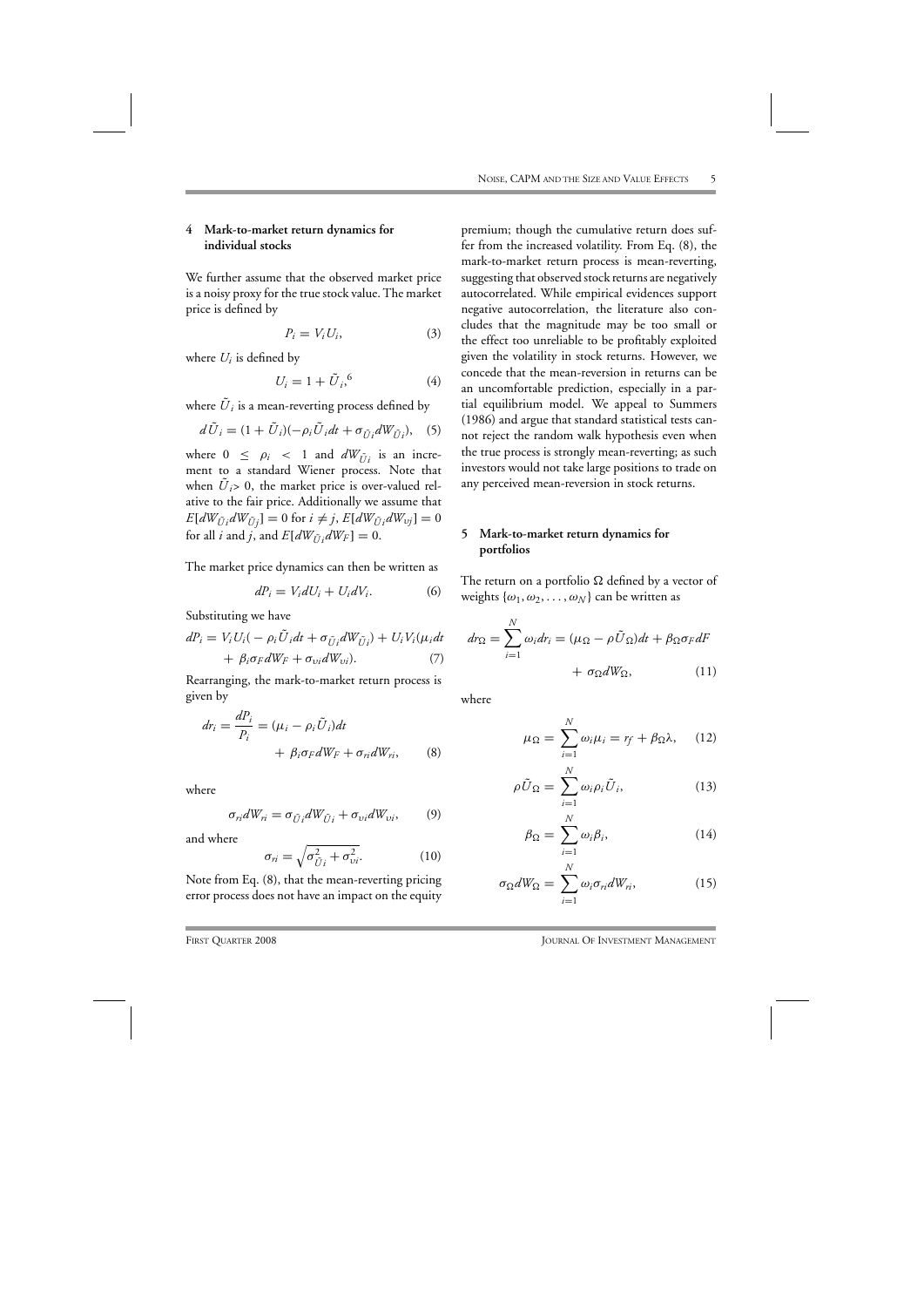## 4 Mark-to-market return dynamics for individual stocks

We further assume that the observed market price is a noisy proxy for the true stock value. The market price is defined by

$$P_i = V_i U_i, \tag{3}$$

where $U_i$ is defined by

$$U_i = 1 + \tilde{U}_i,^{6} \tag{4}$$

where $\tilde{U}_i$ is a mean-reverting process defined by

$$d\tilde{U}_i = (1 + \tilde{U}_i)(-\rho_i \tilde{U}_i dt + \sigma_{\tilde{U}i} dW_{\tilde{U}i}), \tag{5}$$

where $0 \leq \rho_i < 1$ and $dW_{\tilde{U}i}$ is an increment to a standard Wiener process. Note that when $\tilde{U}_i > 0$, the market price is over-valued relative to the fair price. Additionally we assume that $E[dW_{\tilde{U}i} dW_{\tilde{U}j}] = 0$ for $i \neq j$, $E[dW_{\tilde{U}i} dW_{\upsilon j}] = 0$ for all $i$ and $j$, and $E[dW_{\tilde{U}i} dW_F] = 0$.

The market price dynamics can then be written as

$$dP_i = V_i dU_i + U_i dV_i. \tag{6}$$

Substituting we have

$$dP_i = V_i U_i(-\rho_i \tilde{U}_i dt + \sigma_{\tilde{U}i} dW_{\tilde{U}i}) + U_i V_i(\mu_i dt + \beta_i \sigma_F dW_F + \sigma_{\upsilon i} dW_{\upsilon i}). \tag{7}$$

Rearranging, the mark-to-market return process is given by

$$dr_i = \frac{dP_i}{P_i} = (\mu_i - \rho_i \tilde{U}_i)dt + \beta_i \sigma_F dW_F + \sigma_{ri} dW_{ri}, \tag{8}$$

where

$$\sigma_{ri} dW_{ri} = \sigma_{\tilde{U}i} dW_{\tilde{U}i} + \sigma_{\upsilon i} dW_{\upsilon i}, \tag{9}$$

and where

$$\sigma_{ri} = \sqrt{\sigma_{\tilde{U}i}^2 + \sigma_{\upsilon i}^2}. \tag{10}$$

Note from Eq. (8), that the mean-reverting pricing error process does not have an impact on the equity premium; though the cumulative return does suffer from the increased volatility. From Eq. (8), the mark-to-market return process is mean-reverting, suggesting that observed stock returns are negatively autocorrelated. While empirical evidences support negative autocorrelation, the literature also concludes that the magnitude may be too small or the effect too unreliable to be profitably exploited given the volatility in stock returns. However, we concede that the mean-reversion in returns can be an uncomfortable prediction, especially in a partial equilibrium model. We appeal to Summers (1986) and argue that standard statistical tests cannot reject the random walk hypothesis even when the true process is strongly mean-reverting; as such investors would not take large positions to trade on any perceived mean-reversion in stock returns.

## 5 Mark-to-market return dynamics for portfolios

The return on a portfolio $\Omega$ defined by a vector of weights $\{\omega_1, \omega_2, \ldots, \omega_N\}$ can be written as

$$dr_\Omega = \sum_{i=1}^{N} \omega_i dr_i = (\mu_\Omega - \rho\tilde{U}_\Omega)dt + \beta_\Omega \sigma_F dF + \sigma_\Omega dW_\Omega, \tag{11}$$

where

$$\mu_\Omega = \sum_{i=1}^{N} \omega_i \mu_i = r_f + \beta_\Omega \lambda, \tag{12}$$

$$\rho\tilde{U}_\Omega = \sum_{i=1}^{N} \omega_i \rho_i \tilde{U}_i, \tag{13}$$

$$\beta_\Omega = \sum_{i=1}^{N} \omega_i \beta_i, \tag{14}$$

$$\sigma_\Omega dW_\Omega = \sum_{i=1}^{N} \omega_i \sigma_{ri} dW_{ri}, \tag{15}$$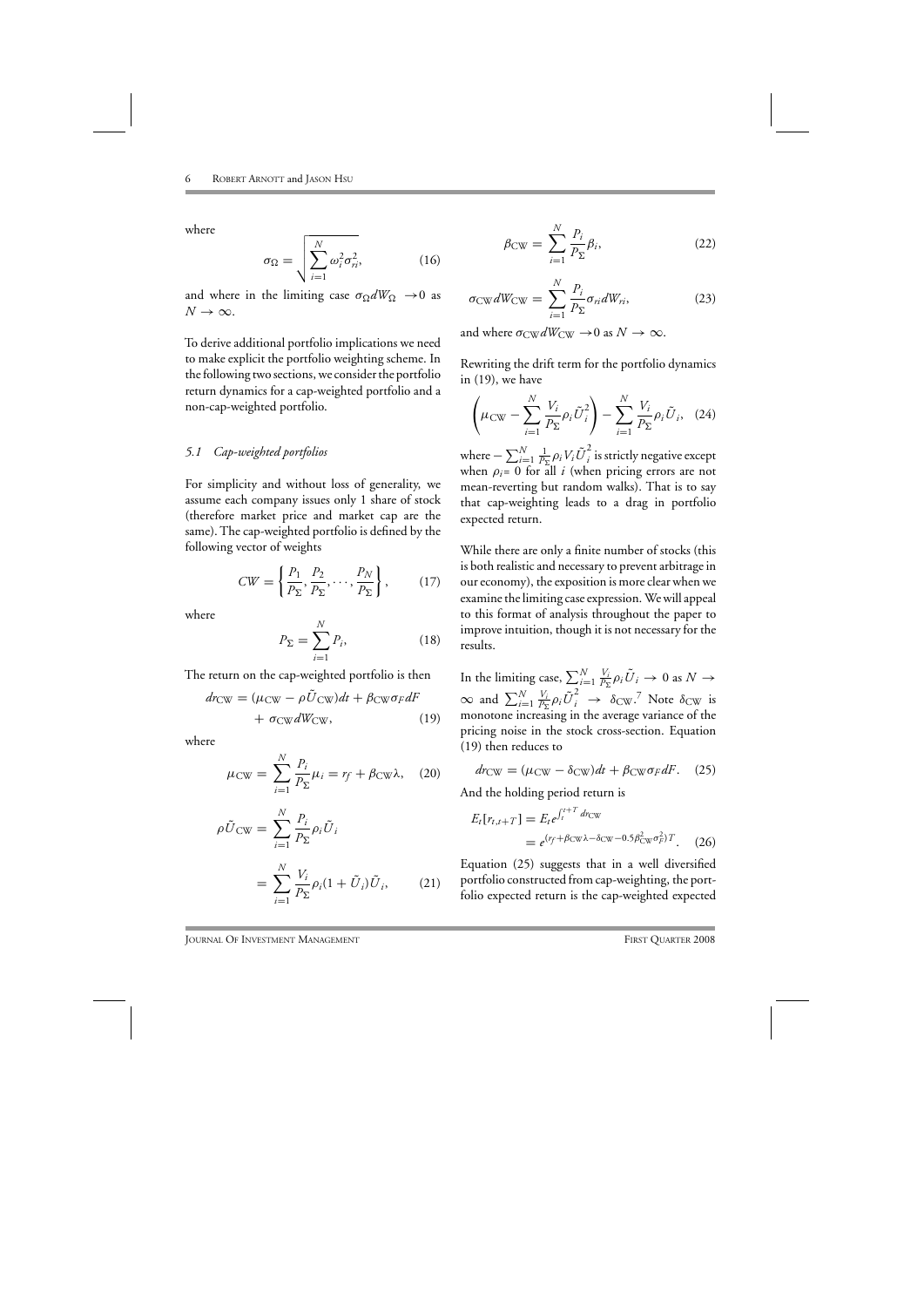where

$$\sigma_{\Omega} = \sqrt{\sum_{i=1}^{N} \omega_i^2 \sigma_{ri}^2}, \tag{16}$$

and where in the limiting case $\sigma_{\Omega} dW_{\Omega} \rightarrow 0$ as $N \rightarrow \infty$.

To derive additional portfolio implications we need to make explicit the portfolio weighting scheme. In the following two sections, we consider the portfolio return dynamics for a cap-weighted portfolio and a non-cap-weighted portfolio.

### *5.1 Cap-weighted portfolios*

For simplicity and without loss of generality, we assume each company issues only 1 share of stock (therefore market price and market cap are the same). The cap-weighted portfolio is defined by the following vector of weights

$$CW = \left\{ \frac{P_1}{P_{\Sigma}}, \frac{P_2}{P_{\Sigma}}, \cdots, \frac{P_N}{P_{\Sigma}} \right\}, \tag{17}$$

where

$$P_{\Sigma} = \sum_{i=1}^{N} P_i, \tag{18}$$

The return on the cap-weighted portfolio is then

$$dr_{\text{CW}} = (\mu_{\text{CW}} - \rho \tilde{U}_{\text{CW}})dt + \beta_{\text{CW}} \sigma_F dF + \sigma_{\text{CW}} dW_{\text{CW}}, \tag{19}$$

where

$$\mu_{\text{CW}} = \sum_{i=1}^{N} \frac{P_i}{P_{\Sigma}} \mu_i = r_f + \beta_{\text{CW}} \lambda, \tag{20}$$

$$\rho \tilde{U}_{\text{CW}} = \sum_{i=1}^{N} \frac{P_i}{P_{\Sigma}} \rho_i \tilde{U}_i = \sum_{i=1}^{N} \frac{V_i}{P_{\Sigma}} \rho_i (1 + \tilde{U}_i) \tilde{U}_i, \tag{21}$$

$$\beta_{\text{CW}} = \sum_{i=1}^{N} \frac{P_i}{P_{\Sigma}} \beta_i, \tag{22}$$

$$\sigma_{\text{CW}} dW_{\text{CW}} = \sum_{i=1}^{N} \frac{P_i}{P_{\Sigma}} \sigma_{ri} dW_{ri}, \tag{23}$$

and where $\sigma_{\text{CW}} dW_{\text{CW}} \rightarrow 0$ as $N \rightarrow \infty$.

Rewriting the drift term for the portfolio dynamics in (19), we have

$$\left( \mu_{\text{CW}} - \sum_{i=1}^{N} \frac{V_i}{P_{\Sigma}} \rho_i \tilde{U}_i^2 \right) - \sum_{i=1}^{N} \frac{V_i}{P_{\Sigma}} \rho_i \tilde{U}_i, \tag{24}$$

where $-\sum_{i=1}^{N} \frac{1}{P_{\Sigma}} \rho_i V_i \tilde{U}_i^2$ is strictly negative except when $\rho_i = 0$ for all $i$ (when pricing errors are not mean-reverting but random walks). That is to say that cap-weighting leads to a drag in portfolio expected return.

While there are only a finite number of stocks (this is both realistic and necessary to prevent arbitrage in our economy), the exposition is more clear when we examine the limiting case expression. We will appeal to this format of analysis throughout the paper to improve intuition, though it is not necessary for the results.

In the limiting case, $\sum_{i=1}^{N} \frac{V_i}{P_{\Sigma}} \rho_i \tilde{U}_i \rightarrow 0$ as $N \rightarrow \infty$ and $\sum_{i=1}^{N} \frac{V_i}{P_{\Sigma}} \rho_i \tilde{U}_i^2 \rightarrow \delta_{\text{CW}}$.[7] Note $\delta_{\text{CW}}$ is monotone increasing in the average variance of the pricing noise in the stock cross-section. Equation (19) then reduces to

$$dr_{\text{CW}} = (\mu_{\text{CW}} - \delta_{\text{CW}})dt + \beta_{\text{CW}} \sigma_F dF. \tag{25}$$

And the holding period return is

$$E_t[r_{t,t+T}] = E_t e^{\int_t^{t+T} dr_{\text{CW}}} = e^{(r_f + \beta_{\text{CW}} \lambda - \delta_{\text{CW}} - 0.5 \beta_{\text{CW}}^2 \sigma_F^2)T}. \tag{26}$$

Equation (25) suggests that in a well diversified portfolio constructed from cap-weighting, the portfolio expected return is the cap-weighted expected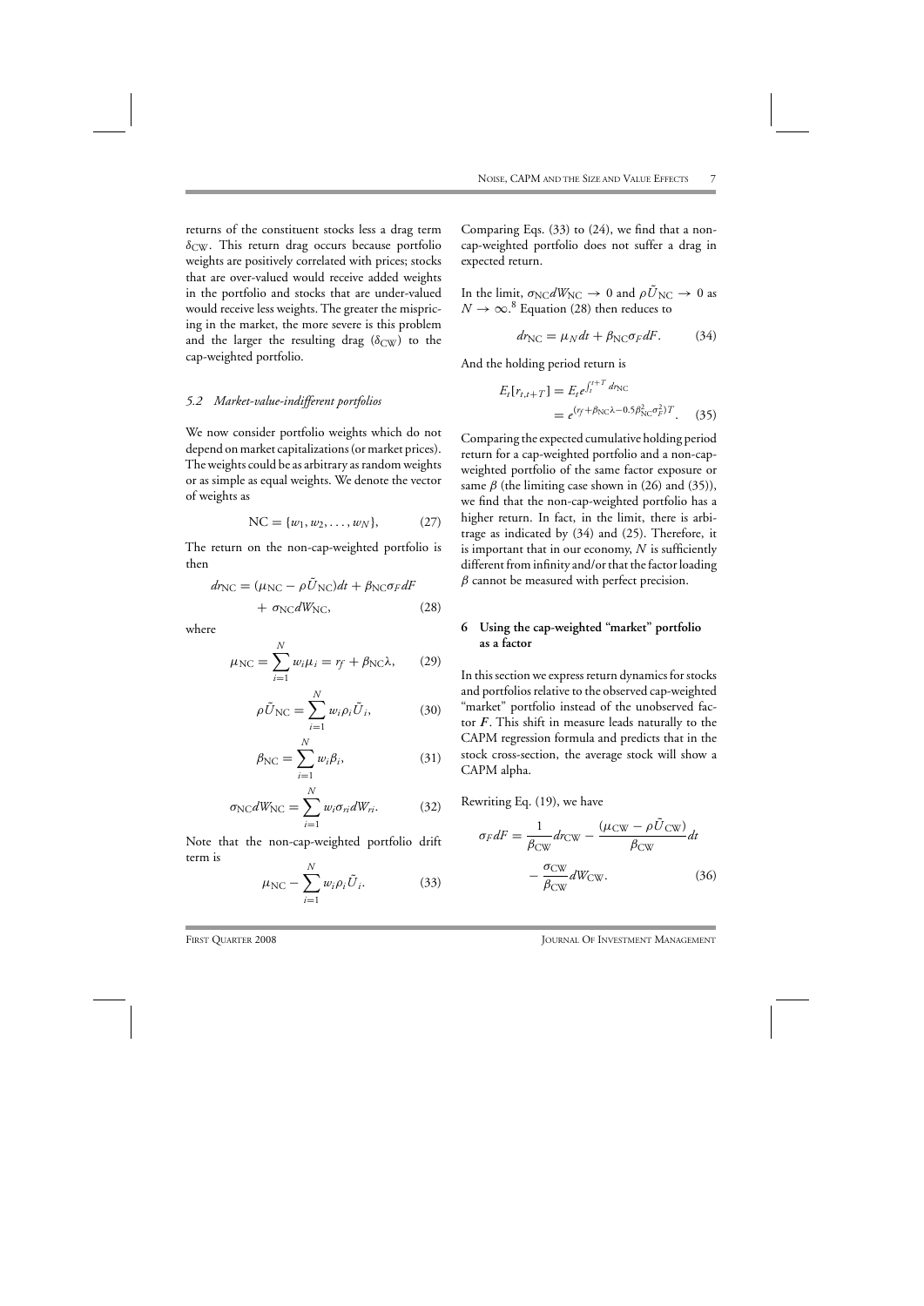returns of the constituent stocks less a drag term $\delta_{\text{CW}}$. This return drag occurs because portfolio weights are positively correlated with prices; stocks that are over-valued would receive added weights in the portfolio and stocks that are under-valued would receive less weights. The greater the mispricing in the market, the more severe is this problem and the larger the resulting drag ($\delta_{\text{CW}}$) to the cap-weighted portfolio.

### *5.2 Market-value-indifferent portfolios*

We now consider portfolio weights which do not depend on market capitalizations (or market prices). The weights could be as arbitrary as random weights or as simple as equal weights. We denote the vector of weights as

$$\text{NC} = \{w_1, w_2, \ldots, w_N\}, \tag{27}$$

The return on the non-cap-weighted portfolio is then

$$dr_{\text{NC}} = (\mu_{\text{NC}} - \rho\tilde{U}_{\text{NC}})dt + \beta_{\text{NC}}\sigma_F dF + \sigma_{\text{NC}} dW_{\text{NC}}, \tag{28}$$

where

$$\mu_{\text{NC}} = \sum_{i=1}^{N} w_i \mu_i = r_f + \beta_{\text{NC}}\lambda, \tag{29}$$

$$\rho\tilde{U}_{\text{NC}} = \sum_{i=1}^{N} w_i \rho_i \tilde{U}_i, \tag{30}$$

$$\beta_{\text{NC}} = \sum_{i=1}^{N} w_i \beta_i, \tag{31}$$

$$\sigma_{\text{NC}} dW_{\text{NC}} = \sum_{i=1}^{N} w_i \sigma_{ri} dW_{ri}. \tag{32}$$

Note that the non-cap-weighted portfolio drift term is

$$\mu_{\text{NC}} - \sum_{i=1}^{N} w_i \rho_i \tilde{U}_i. \tag{33}$$

Comparing Eqs. (33) to (24), we find that a non-cap-weighted portfolio does not suffer a drag in expected return.

In the limit, $\sigma_{\text{NC}} dW_{\text{NC}} \to 0$ and $\rho\tilde{U}_{\text{NC}} \to 0$ as $N \to \infty$.[8] Equation (28) then reduces to

$$dr_{\text{NC}} = \mu_N dt + \beta_{\text{NC}}\sigma_F dF. \tag{34}$$

And the holding period return is

$$E_t[r_{t,t+T}] = E_t e^{\int_t^{t+T} dr_{\text{NC}}} = e^{(r_f + \beta_{\text{NC}}\lambda - 0.5\beta_{\text{NC}}^2\sigma_F^2)T}. \tag{35}$$

Comparing the expected cumulative holding period return for a cap-weighted portfolio and a non-cap-weighted portfolio of the same factor exposure or same $\beta$ (the limiting case shown in (26) and (35)), we find that the non-cap-weighted portfolio has a higher return. In fact, in the limit, there is arbitrage as indicated by (34) and (25). Therefore, it is important that in our economy, $N$ is sufficiently different from infinity and/or that the factor loading $\beta$ cannot be measured with perfect precision.

## 6 Using the cap-weighted "market" portfolio as a factor

In this section we express return dynamics for stocks and portfolios relative to the observed cap-weighted "market" portfolio instead of the unobserved factor $\boldsymbol{F}$. This shift in measure leads naturally to the CAPM regression formula and predicts that in the stock cross-section, the average stock will show a CAPM alpha.

Rewriting Eq. (19), we have

$$\sigma_F dF = \frac{1}{\beta_{\text{CW}}} dr_{\text{CW}} - \frac{(\mu_{\text{CW}} - \rho\tilde{U}_{\text{CW}})}{\beta_{\text{CW}}} dt - \frac{\sigma_{\text{CW}}}{\beta_{\text{CW}}} dW_{\text{CW}}. \tag{36}$$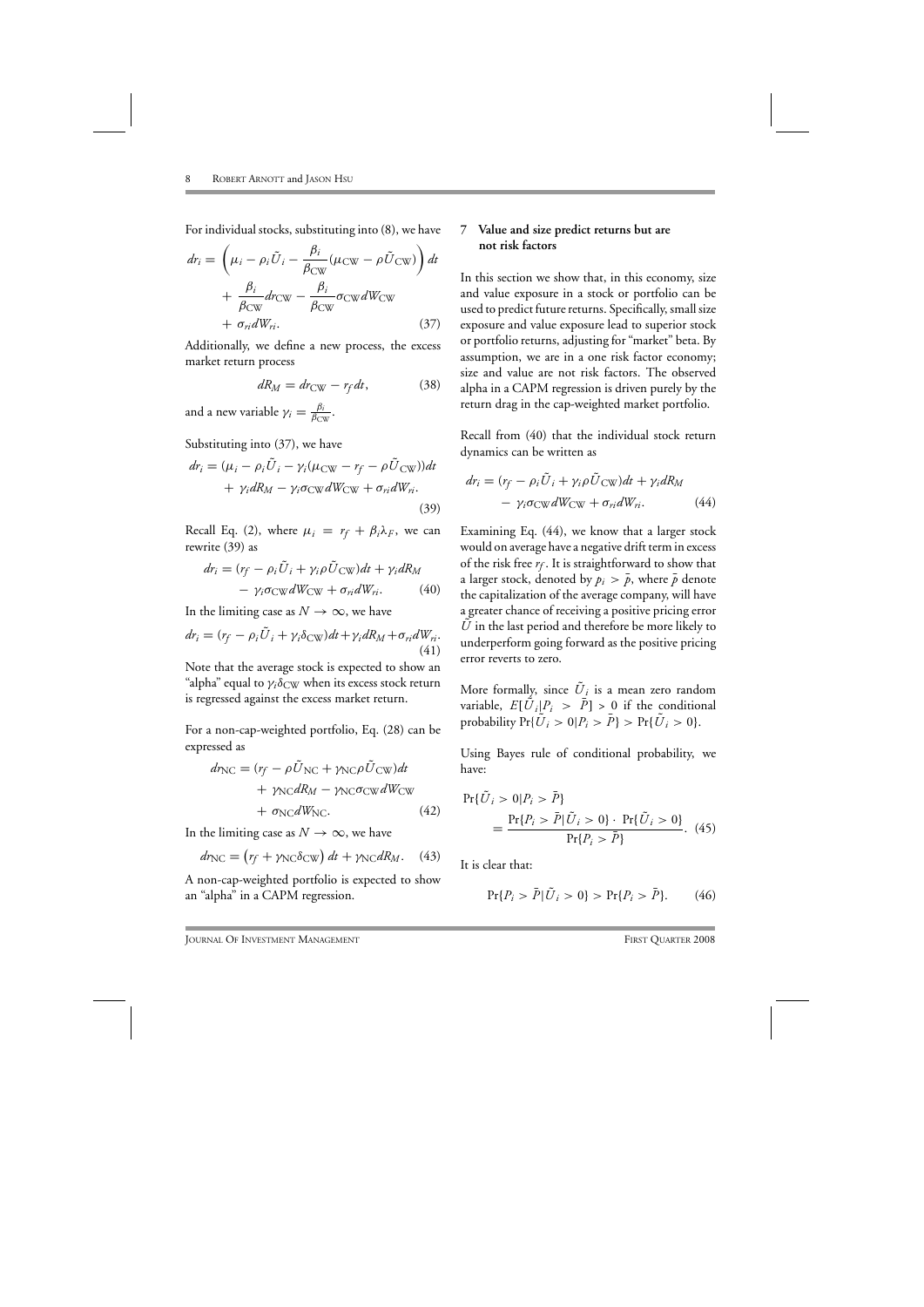For individual stocks, substituting into (8), we have

$$dr_i = \left(\mu_i - \rho_i \tilde{U}_i - \frac{\beta_i}{\beta_{\text{CW}}}(\mu_{\text{CW}} - \rho \tilde{U}_{\text{CW}})\right) dt + \frac{\beta_i}{\beta_{\text{CW}}} dr_{\text{CW}} - \frac{\beta_i}{\beta_{\text{CW}}} \sigma_{\text{CW}} dW_{\text{CW}} + \sigma_{ri} dW_{ri}. \tag{37}$$

Additionally, we define a new process, the excess market return process

$$dR_M = dr_{\text{CW}} - r_f dt, \tag{38}$$

and a new variable $\gamma_i = \frac{\beta_i}{\beta_{\text{CW}}}$.

Substituting into (37), we have

$$dr_i = (\mu_i - \rho_i \tilde{U}_i - \gamma_i(\mu_{\text{CW}} - r_f - \rho \tilde{U}_{\text{CW}}))dt + \gamma_i dR_M - \gamma_i \sigma_{\text{CW}} dW_{\text{CW}} + \sigma_{ri} dW_{ri}. \tag{39}$$

Recall Eq. (2), where $\mu_i = r_f + \beta_i \lambda_F$, we can rewrite (39) as

$$dr_i = (r_f - \rho_i \tilde{U}_i + \gamma_i \rho \tilde{U}_{\text{CW}})dt + \gamma_i dR_M - \gamma_i \sigma_{\text{CW}} dW_{\text{CW}} + \sigma_{ri} dW_{ri}. \tag{40}$$

In the limiting case as $N \to \infty$, we have

$$dr_i = (r_f - \rho_i \tilde{U}_i + \gamma_i \delta_{\text{CW}})dt + \gamma_i dR_M + \sigma_{ri} dW_{ri}. \tag{41}$$

Note that the average stock is expected to show an "alpha" equal to $\gamma_i \delta_{\text{CW}}$ when its excess stock return is regressed against the excess market return.

For a non-cap-weighted portfolio, Eq. (28) can be expressed as

$$dr_{\text{NC}} = (r_f - \rho \tilde{U}_{\text{NC}} + \gamma_{\text{NC}} \rho \tilde{U}_{\text{CW}})dt + \gamma_{\text{NC}} dR_M - \gamma_{\text{NC}} \sigma_{\text{CW}} dW_{\text{CW}} + \sigma_{\text{NC}} dW_{\text{NC}}. \tag{42}$$

In the limiting case as $N \to \infty$, we have

$$dr_{\text{NC}} = \left(r_f + \gamma_{\text{NC}} \delta_{\text{CW}}\right) dt + \gamma_{\text{NC}} dR_M. \tag{43}$$

A non-cap-weighted portfolio is expected to show an "alpha" in a CAPM regression.

## 7 Value and size predict returns but are not risk factors

In this section we show that, in this economy, size and value exposure in a stock or portfolio can be used to predict future returns. Specifically, small size exposure and value exposure lead to superior stock or portfolio returns, adjusting for "market" beta. By assumption, we are in a one risk factor economy; size and value are not risk factors. The observed alpha in a CAPM regression is driven purely by the return drag in the cap-weighted market portfolio.

Recall from (40) that the individual stock return dynamics can be written as

$$dr_i = (r_f - \rho_i \tilde{U}_i + \gamma_i \rho \tilde{U}_{\text{CW}})dt + \gamma_i dR_M - \gamma_i \sigma_{\text{CW}} dW_{\text{CW}} + \sigma_{ri} dW_{ri}. \tag{44}$$

Examining Eq. (44), we know that a larger stock would on average have a negative drift term in excess of the risk free $r_f$. It is straightforward to show that a larger stock, denoted by $p_i > \bar{p}$, where $\bar{p}$ denote the capitalization of the average company, will have a greater chance of receiving a positive pricing error $\tilde{U}$ in the last period and therefore be more likely to underperform going forward as the positive pricing error reverts to zero.

More formally, since $\tilde{U}_i$ is a mean zero random variable, $E[\tilde{U}_i | P_i > \bar{P}] > 0$ if the conditional probability $\Pr\{\tilde{U}_i > 0 | P_i > \bar{P}\} > \Pr\{\tilde{U}_i > 0\}$.

Using Bayes rule of conditional probability, we have:

$$\Pr\{\tilde{U}_i > 0 | P_i > \bar{P}\} = \frac{\Pr\{P_i > \bar{P} | \tilde{U}_i > 0\} \cdot \Pr\{\tilde{U}_i > 0\}}{\Pr\{P_i > \bar{P}\}}. \tag{45}$$

It is clear that:

$$\Pr\{P_i > \bar{P} | \tilde{U}_i > 0\} > \Pr\{P_i > \bar{P}\}. \tag{46}$$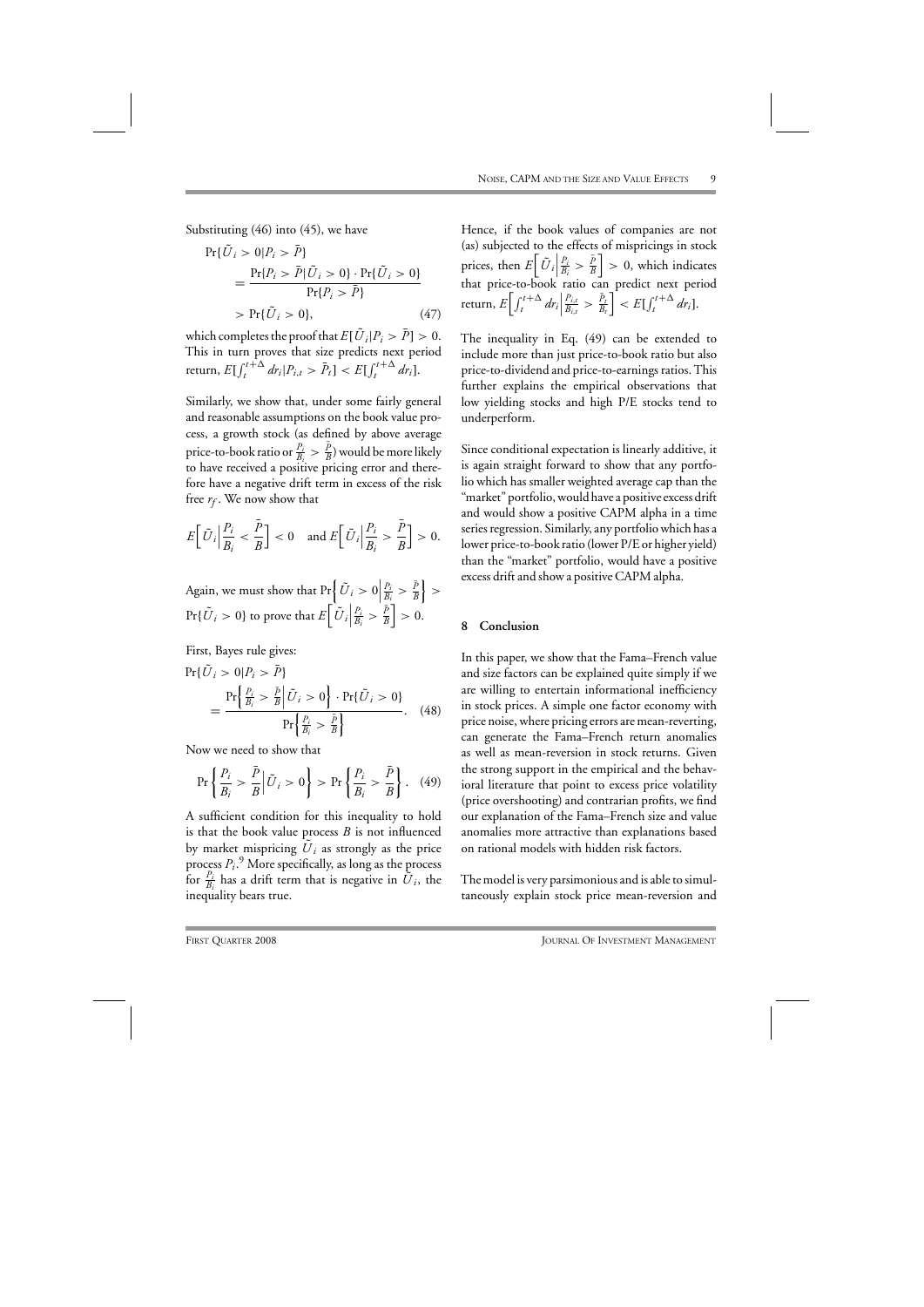Substituting (46) into (45), we have

$$\Pr\{\tilde{U}_i > 0 | P_i > \bar{P}\} = \frac{\Pr\{P_i > \bar{P} | \tilde{U}_i > 0\} \cdot \Pr\{\tilde{U}_i > 0\}}{\Pr\{P_i > \bar{P}\}} > \Pr\{\tilde{U}_i > 0\}, \quad (47)$$

which completes the proof that $E[\tilde{U}_i | P_i > \bar{P}] > 0$. This in turn proves that size predicts next period return, $E[\int_t^{t+\Delta} dr_i | P_{i,t} > \bar{P}_t] < E[\int_t^{t+\Delta} dr_i]$.

Similarly, we show that, under some fairly general and reasonable assumptions on the book value process, a growth stock (as defined by above average price-to-book ratio or $\frac{P_i}{B_i} > \frac{\bar{P}}{B}$) would be more likely to have received a positive pricing error and therefore have a negative drift term in excess of the risk free $r_f$. We now show that

$$E\left[\tilde{U}_i \Big| \frac{P_i}{B_i} < \frac{\bar{P}}{B}\right] < 0 \quad \text{and } E\left[\tilde{U}_i \Big| \frac{P_i}{B_i} > \frac{\bar{P}}{B}\right] > 0.$$

Again, we must show that $\Pr\left\{\tilde{U}_i > 0 \Big| \frac{P_i}{B_i} > \frac{\bar{P}}{B}\right\} > \Pr\{\tilde{U}_i > 0\}$ to prove that $E\left[\tilde{U}_i \Big| \frac{P_i}{B_i} > \frac{\bar{P}}{B}\right] > 0$.

First, Bayes rule gives:

$$\Pr\{\tilde{U}_i > 0 | P_i > \bar{P}\} = \frac{\Pr\left\{\frac{P_i}{B_i} > \frac{\bar{P}}{B} \Big| \tilde{U}_i > 0\right\} \cdot \Pr\{\tilde{U}_i > 0\}}{\Pr\left\{\frac{P_i}{B_i} > \frac{\bar{P}}{B}\right\}}. \quad (48)$$

Now we need to show that

$$\Pr\left\{\frac{P_i}{B_i} > \frac{\bar{P}}{B} \Big| \tilde{U}_i > 0\right\} > \Pr\left\{\frac{P_i}{B_i} > \frac{\bar{P}}{B}\right\}. \quad (49)$$

A sufficient condition for this inequality to hold is that the book value process $B$ is not influenced by market mispricing $\tilde{U}_i$ as strongly as the price process $P_i$.[9] More specifically, as long as the process for $\frac{P_i}{B_i}$ has a drift term that is negative in $\tilde{U}_i$, the inequality bears true.

Hence, if the book values of companies are not (as) subjected to the effects of mispricings in stock prices, then $E\left[\tilde{U}_i \Big| \frac{P_i}{B_i} > \frac{\bar{P}}{B}\right] > 0$, which indicates that price-to-book ratio can predict next period return, $E\left[\int_t^{t+\Delta} dr_i \Big| \frac{P_{i,t}}{B_{i,t}} > \frac{\bar{P}_t}{B_t}\right] < E[\int_t^{t+\Delta} dr_i]$.

The inequality in Eq. (49) can be extended to include more than just price-to-book ratio but also price-to-dividend and price-to-earnings ratios. This further explains the empirical observations that low yielding stocks and high P/E stocks tend to underperform.

Since conditional expectation is linearly additive, it is again straight forward to show that any portfolio which has smaller weighted average cap than the "market" portfolio, would have a positive excess drift and would show a positive CAPM alpha in a time series regression. Similarly, any portfolio which has a lower price-to-book ratio (lower P/E or higher yield) than the "market" portfolio, would have a positive excess drift and show a positive CAPM alpha.

## 8 Conclusion

In this paper, we show that the Fama–French value and size factors can be explained quite simply if we are willing to entertain informational inefficiency in stock prices. A simple one factor economy with price noise, where pricing errors are mean-reverting, can generate the Fama–French return anomalies as well as mean-reversion in stock returns. Given the strong support in the empirical and the behavioral literature that point to excess price volatility (price overshooting) and contrarian profits, we find our explanation of the Fama–French size and value anomalies more attractive than explanations based on rational models with hidden risk factors.

The model is very parsimonious and is able to simultaneously explain stock price mean-reversion and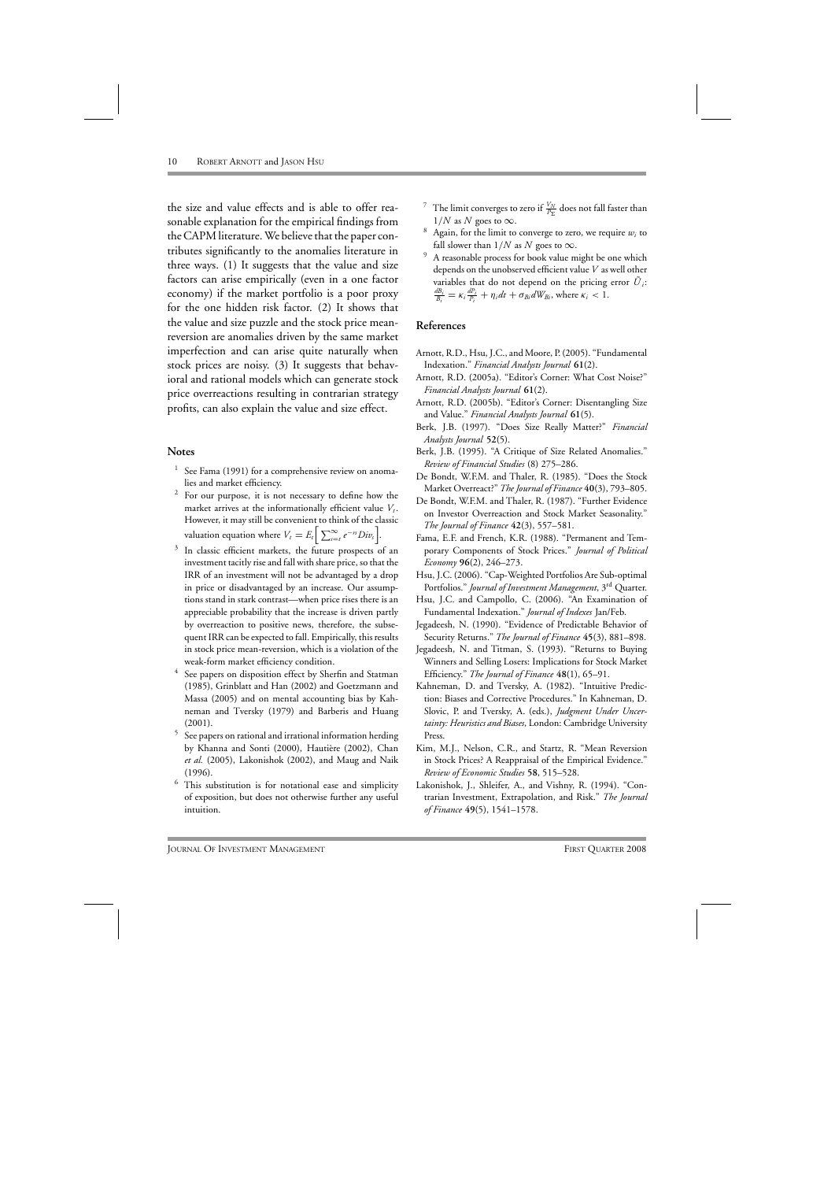the size and value effects and is able to offer reasonable explanation for the empirical findings from the CAPM literature. We believe that the paper contributes significantly to the anomalies literature in three ways. (1) It suggests that the value and size factors can arise empirically (even in a one factor economy) if the market portfolio is a poor proxy for the one hidden risk factor. (2) It shows that the value and size puzzle and the stock price mean-reversion are anomalies driven by the same market imperfection and can arise quite naturally when stock prices are noisy. (3) It suggests that behavioral and rational models which can generate stock price overreactions resulting in contrarian strategy profits, can also explain the value and size effect.

## Notes

1. See Fama (1991) for a comprehensive review on anomalies and market efficiency.
2. For our purpose, it is not necessary to define how the market arrives at the informationally efficient value $V_t$. However, it may still be convenient to think of the classic valuation equation where $V_t = E_t\left[\sum_{s=t}^{\infty} e^{-rs} Div_s\right]$.
3. In classic efficient markets, the future prospects of an investment tacitly rise and fall with share price, so that the IRR of an investment will not be advantaged by a drop in price or disadvantaged by an increase. Our assumptions stand in stark contrast—when price rises there is an appreciable probability that the increase is driven partly by overreaction to positive news, therefore, the subsequent IRR can be expected to fall. Empirically, this results in stock price mean-reversion, which is a violation of the weak-form market efficiency condition.
4. See papers on disposition effect by Sherfin and Statman (1985), Grinblatt and Han (2002) and Goetzmann and Massa (2005) and on mental accounting bias by Kahneman and Tversky (1979) and Barberis and Huang (2001).
5. See papers on rational and irrational information herding by Khanna and Sonti (2000), Hautière (2002), Chan *et al.* (2005), Lakonishok (2002), and Maug and Naik (1996).
6. This substitution is for notational ease and simplicity of exposition, but does not otherwise further any useful intuition.
7. The limit converges to zero if $\frac{V_N}{P_\Sigma}$ does not fall faster than $1/N$ as $N$ goes to $\infty$.
8. Again, for the limit to converge to zero, we require $w_i$ to fall slower than $1/N$ as $N$ goes to $\infty$.
9. A reasonable process for book value might be one which depends on the unobserved efficient value $V$ as well other variables that do not depend on the pricing error $\tilde{U}_i$: $\frac{dB_i}{B_i} = \kappa_i \frac{dP_i}{P_i} + \eta_i dt + \sigma_{Bi} dW_{Bi}$, where $\kappa_i < 1$.

## References

Arnott, R.D., Hsu, J.C., and Moore, P. (2005). "Fundamental Indexation." *Financial Analysts Journal* **61**(2).

Arnott, R.D. (2005a). "Editor's Corner: What Cost Noise?" *Financial Analysts Journal* **61**(2).

Arnott, R.D. (2005b). "Editor's Corner: Disentangling Size and Value." *Financial Analysts Journal* **61**(5).

Berk, J.B. (1997). "Does Size Really Matter?" *Financial Analysts Journal* **52**(5).

Berk, J.B. (1995). "A Critique of Size Related Anomalies." *Review of Financial Studies* (8) 275–286.

De Bondt, W.F.M. and Thaler, R. (1985). "Does the Stock Market Overreact?" *The Journal of Finance* **40**(3), 793–805.

De Bondt, W.F.M. and Thaler, R. (1987). "Further Evidence on Investor Overreaction and Stock Market Seasonality." *The Journal of Finance* **42**(3), 557–581.

Fama, E.F. and French, K.R. (1988). "Permanent and Temporary Components of Stock Prices." *Journal of Political Economy* **96**(2), 246–273.

Hsu, J.C. (2006). "Cap-Weighted Portfolios Are Sub-optimal Portfolios." *Journal of Investment Management*, 3rd Quarter.

Hsu, J.C. and Campollo, C. (2006). "An Examination of Fundamental Indexation." *Journal of Indexes* Jan/Feb.

Jegadeesh, N. (1990). "Evidence of Predictable Behavior of Security Returns." *The Journal of Finance* **45**(3), 881–898.

Jegadeesh, N. and Titman, S. (1993). "Returns to Buying Winners and Selling Losers: Implications for Stock Market Efficiency." *The Journal of Finance* **48**(1), 65–91.

Kahneman, D. and Tversky, A. (1982). "Intuitive Prediction: Biases and Corrective Procedures." In Kahneman, D. Slovic, P. and Tversky, A. (eds.), *Judgment Under Uncertainty: Heuristics and Biases*, London: Cambridge University Press.

Kim, M.J., Nelson, C.R., and Startz, R. "Mean Reversion in Stock Prices? A Reappraisal of the Empirical Evidence." *Review of Economic Studies* **58**, 515–528.

Lakonishok, J., Shleifer, A., and Vishny, R. (1994). "Contrarian Investment, Extrapolation, and Risk." *The Journal of Finance* **49**(5), 1541–1578.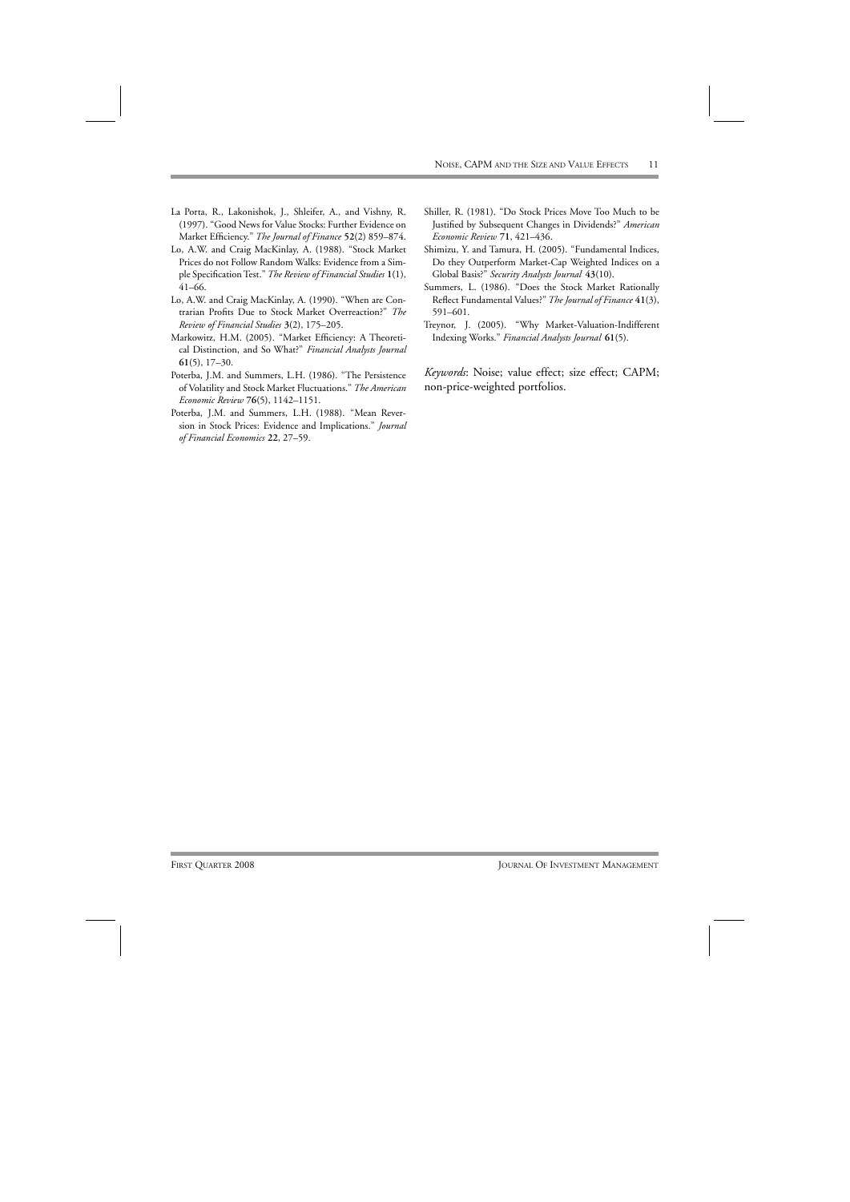La Porta, R., Lakonishok, J., Shleifer, A., and Vishny, R. (1997). "Good News for Value Stocks: Further Evidence on Market Efficiency." *The Journal of Finance* **52**(2) 859–874.

Lo, A.W. and Craig MacKinlay, A. (1988). "Stock Market Prices do not Follow Random Walks: Evidence from a Simple Specification Test." *The Review of Financial Studies* **1**(1), 41–66.

Lo, A.W. and Craig MacKinlay, A. (1990). "When are Contrarian Profits Due to Stock Market Overreaction?" *The Review of Financial Studies* **3**(2), 175–205.

Markowitz, H.M. (2005). "Market Efficiency: A Theoretical Distinction, and So What?" *Financial Analysts Journal* **61**(5), 17–30.

Poterba, J.M. and Summers, L.H. (1986). "The Persistence of Volatility and Stock Market Fluctuations." *The American Economic Review* **76**(5), 1142–1151.

Poterba, J.M. and Summers, L.H. (1988). "Mean Reversion in Stock Prices: Evidence and Implications." *Journal of Financial Economics* **22**, 27–59.

Shiller, R. (1981). "Do Stock Prices Move Too Much to be Justified by Subsequent Changes in Dividends?" *American Economic Review* **71**, 421–436.

Shimizu, Y. and Tamura, H. (2005). "Fundamental Indices, Do they Outperform Market-Cap Weighted Indices on a Global Basis?" *Security Analysts Journal* **43**(10).

Summers, L. (1986). "Does the Stock Market Rationally Reflect Fundamental Values?" *The Journal of Finance* **41**(3), 591–601.

Treynor, J. (2005). "Why Market-Valuation-Indifferent Indexing Works." *Financial Analysts Journal* **61**(5).

*Keywords*: Noise; value effect; size effect; CAPM; non-price-weighted portfolios.